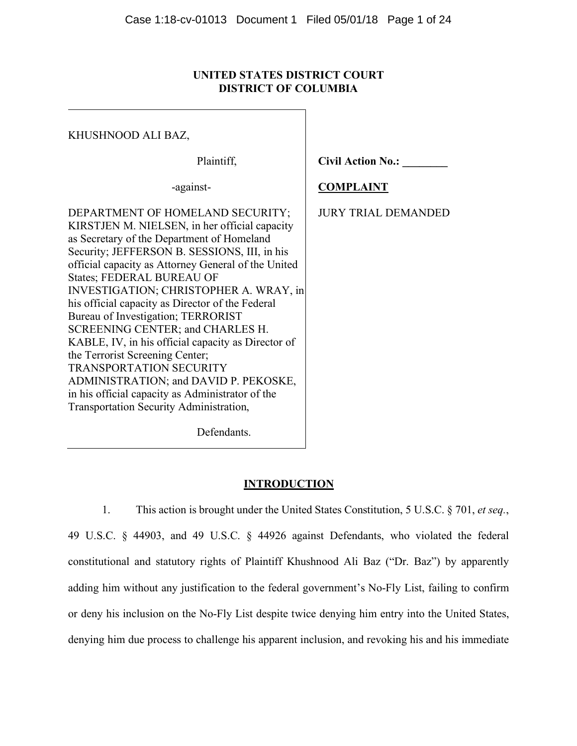**UNITED STATES DISTRICT COURT**
**DISTRICT OF COLUMBIA**

| | |
|---|---|
| KHUSHNOOD ALI BAZ,<br><br>Plaintiff,<br><br>-against-<br><br>DEPARTMENT OF HOMELAND SECURITY; KIRSTJEN M. NIELSEN, in her official capacity as Secretary of the Department of Homeland Security; JEFFERSON B. SESSIONS, III, in his official capacity as Attorney General of the United States; FEDERAL BUREAU OF INVESTIGATION; CHRISTOPHER A. WRAY, in his official capacity as Director of the Federal Bureau of Investigation; TERRORIST SCREENING CENTER; and CHARLES H. KABLE, IV, in his official capacity as Director of the Terrorist Screening Center; TRANSPORTATION SECURITY ADMINISTRATION; and DAVID P. PEKOSKE, in his official capacity as Administrator of the Transportation Security Administration,<br><br>Defendants. | **Civil Action No.: \_\_\_\_\_\_\_\_**<br><br>**COMPLAINT**<br><br>JURY TRIAL DEMANDED |

## INTRODUCTION

1. This action is brought under the United States Constitution, 5 U.S.C. § 701, *et seq.*, 49 U.S.C. § 44903, and 49 U.S.C. § 44926 against Defendants, who violated the federal constitutional and statutory rights of Plaintiff Khushnood Ali Baz ("Dr. Baz") by apparently adding him without any justification to the federal government's No-Fly List, failing to confirm or deny his inclusion on the No-Fly List despite twice denying him entry into the United States, denying him due process to challenge his apparent inclusion, and revoking his and his immediate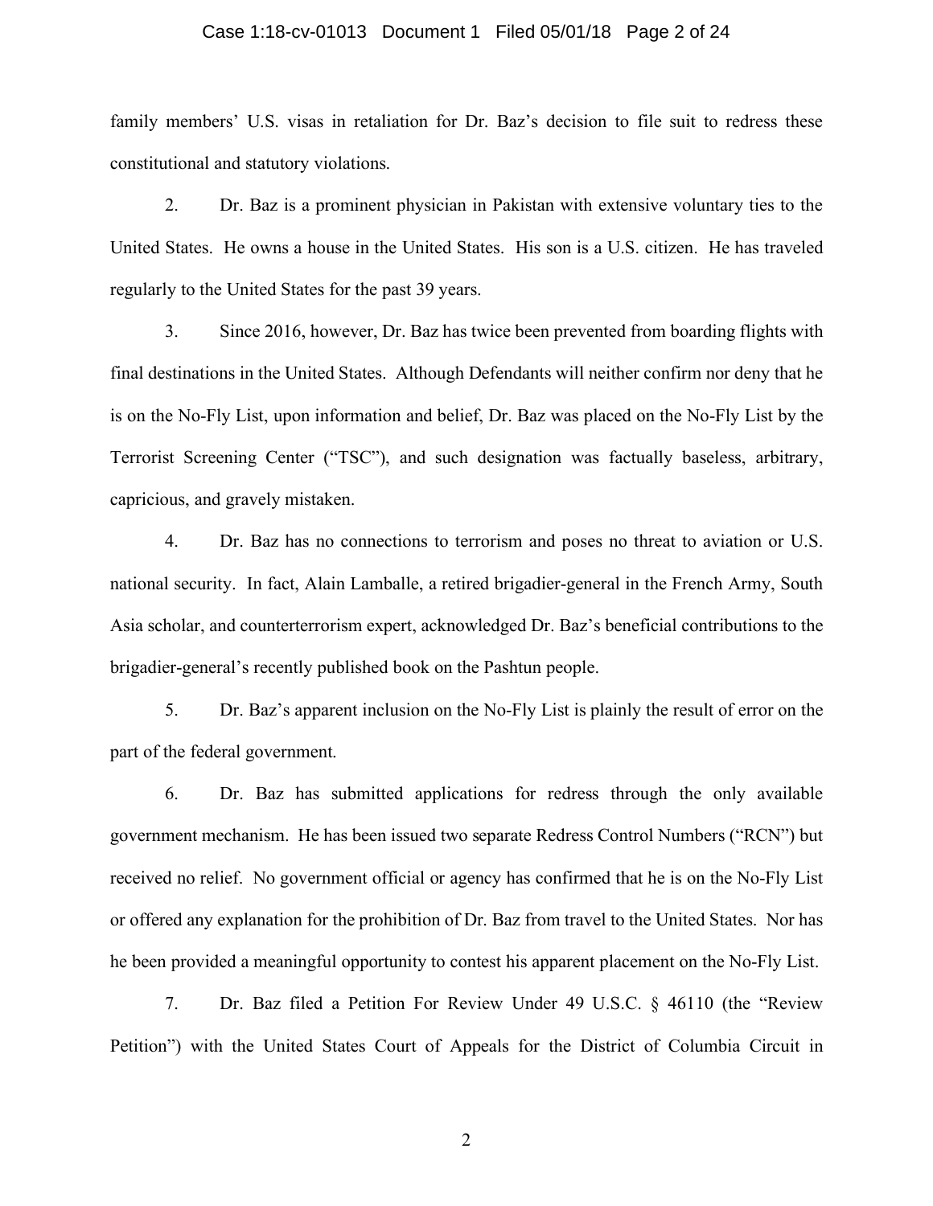family members' U.S. visas in retaliation for Dr. Baz's decision to file suit to redress these constitutional and statutory violations.

2. Dr. Baz is a prominent physician in Pakistan with extensive voluntary ties to the United States. He owns a house in the United States. His son is a U.S. citizen. He has traveled regularly to the United States for the past 39 years.

3. Since 2016, however, Dr. Baz has twice been prevented from boarding flights with final destinations in the United States. Although Defendants will neither confirm nor deny that he is on the No-Fly List, upon information and belief, Dr. Baz was placed on the No-Fly List by the Terrorist Screening Center ("TSC"), and such designation was factually baseless, arbitrary, capricious, and gravely mistaken.

4. Dr. Baz has no connections to terrorism and poses no threat to aviation or U.S. national security. In fact, Alain Lamballe, a retired brigadier-general in the French Army, South Asia scholar, and counterterrorism expert, acknowledged Dr. Baz's beneficial contributions to the brigadier-general's recently published book on the Pashtun people.

5. Dr. Baz's apparent inclusion on the No-Fly List is plainly the result of error on the part of the federal government.

6. Dr. Baz has submitted applications for redress through the only available government mechanism. He has been issued two separate Redress Control Numbers ("RCN") but received no relief. No government official or agency has confirmed that he is on the No-Fly List or offered any explanation for the prohibition of Dr. Baz from travel to the United States. Nor has he been provided a meaningful opportunity to contest his apparent placement on the No-Fly List.

7. Dr. Baz filed a Petition For Review Under 49 U.S.C. § 46110 (the "Review Petition") with the United States Court of Appeals for the District of Columbia Circuit in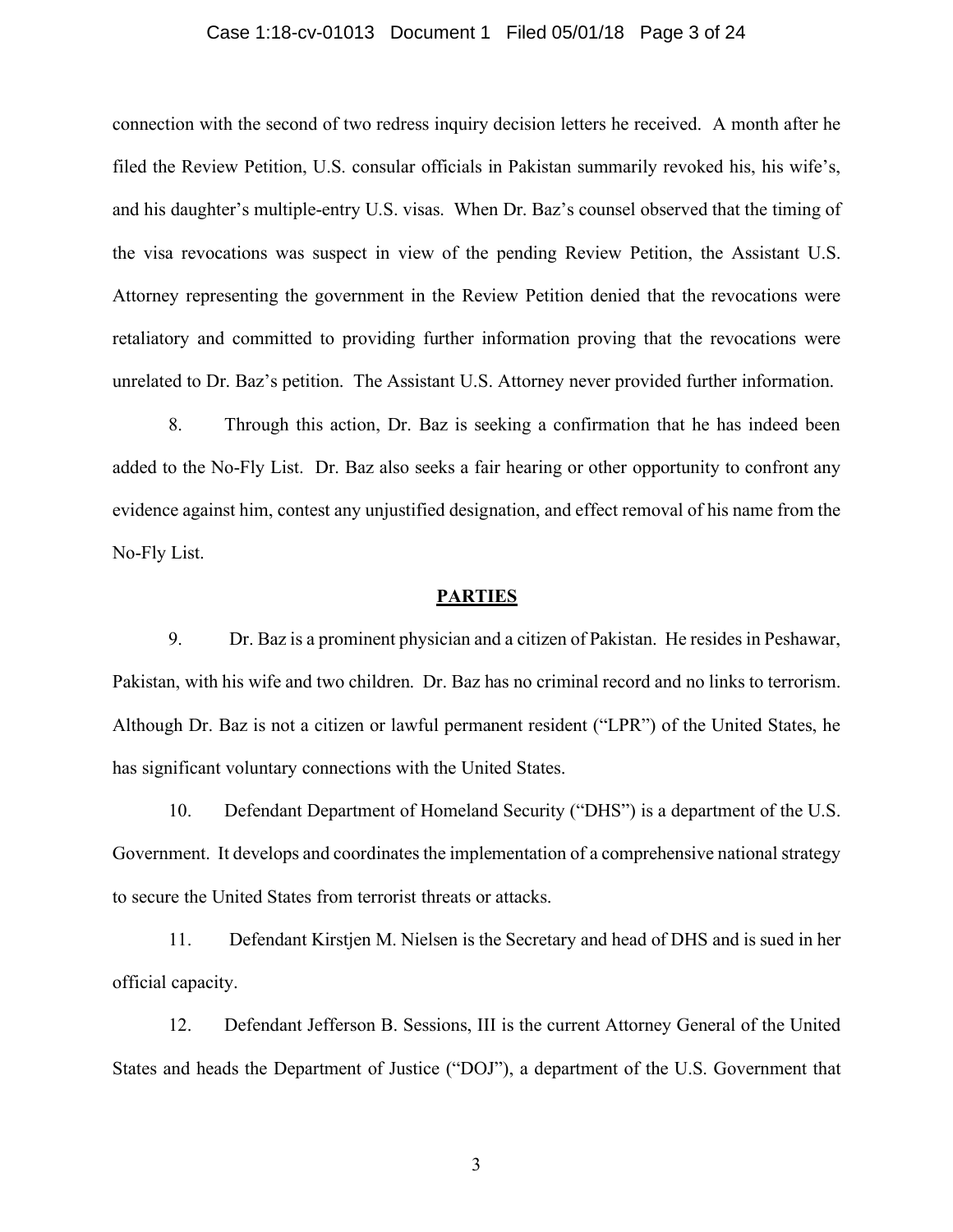connection with the second of two redress inquiry decision letters he received. A month after he filed the Review Petition, U.S. consular officials in Pakistan summarily revoked his, his wife's, and his daughter's multiple-entry U.S. visas. When Dr. Baz's counsel observed that the timing of the visa revocations was suspect in view of the pending Review Petition, the Assistant U.S. Attorney representing the government in the Review Petition denied that the revocations were retaliatory and committed to providing further information proving that the revocations were unrelated to Dr. Baz's petition. The Assistant U.S. Attorney never provided further information.

8. Through this action, Dr. Baz is seeking a confirmation that he has indeed been added to the No-Fly List. Dr. Baz also seeks a fair hearing or other opportunity to confront any evidence against him, contest any unjustified designation, and effect removal of his name from the No-Fly List.

## PARTIES

9. Dr. Baz is a prominent physician and a citizen of Pakistan. He resides in Peshawar, Pakistan, with his wife and two children. Dr. Baz has no criminal record and no links to terrorism. Although Dr. Baz is not a citizen or lawful permanent resident ("LPR") of the United States, he has significant voluntary connections with the United States.

10. Defendant Department of Homeland Security ("DHS") is a department of the U.S. Government. It develops and coordinates the implementation of a comprehensive national strategy to secure the United States from terrorist threats or attacks.

11. Defendant Kirstjen M. Nielsen is the Secretary and head of DHS and is sued in her official capacity.

12. Defendant Jefferson B. Sessions, III is the current Attorney General of the United States and heads the Department of Justice ("DOJ"), a department of the U.S. Government that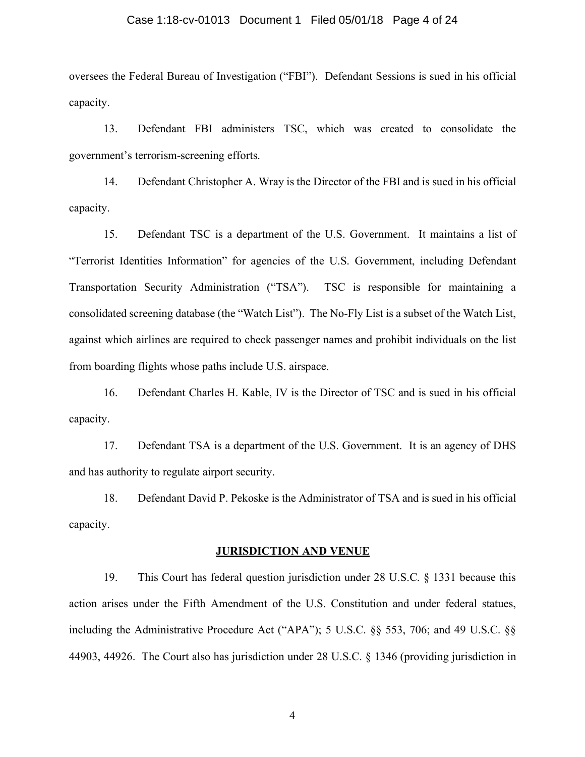oversees the Federal Bureau of Investigation ("FBI"). Defendant Sessions is sued in his official capacity.

13. Defendant FBI administers TSC, which was created to consolidate the government's terrorism-screening efforts.

14. Defendant Christopher A. Wray is the Director of the FBI and is sued in his official capacity.

15. Defendant TSC is a department of the U.S. Government. It maintains a list of "Terrorist Identities Information" for agencies of the U.S. Government, including Defendant Transportation Security Administration ("TSA"). TSC is responsible for maintaining a consolidated screening database (the "Watch List"). The No-Fly List is a subset of the Watch List, against which airlines are required to check passenger names and prohibit individuals on the list from boarding flights whose paths include U.S. airspace.

16. Defendant Charles H. Kable, IV is the Director of TSC and is sued in his official capacity.

17. Defendant TSA is a department of the U.S. Government. It is an agency of DHS and has authority to regulate airport security.

18. Defendant David P. Pekoske is the Administrator of TSA and is sued in his official capacity.

## JURISDICTION AND VENUE

19. This Court has federal question jurisdiction under 28 U.S.C. § 1331 because this action arises under the Fifth Amendment of the U.S. Constitution and under federal statues, including the Administrative Procedure Act ("APA"); 5 U.S.C. §§ 553, 706; and 49 U.S.C. §§ 44903, 44926. The Court also has jurisdiction under 28 U.S.C. § 1346 (providing jurisdiction in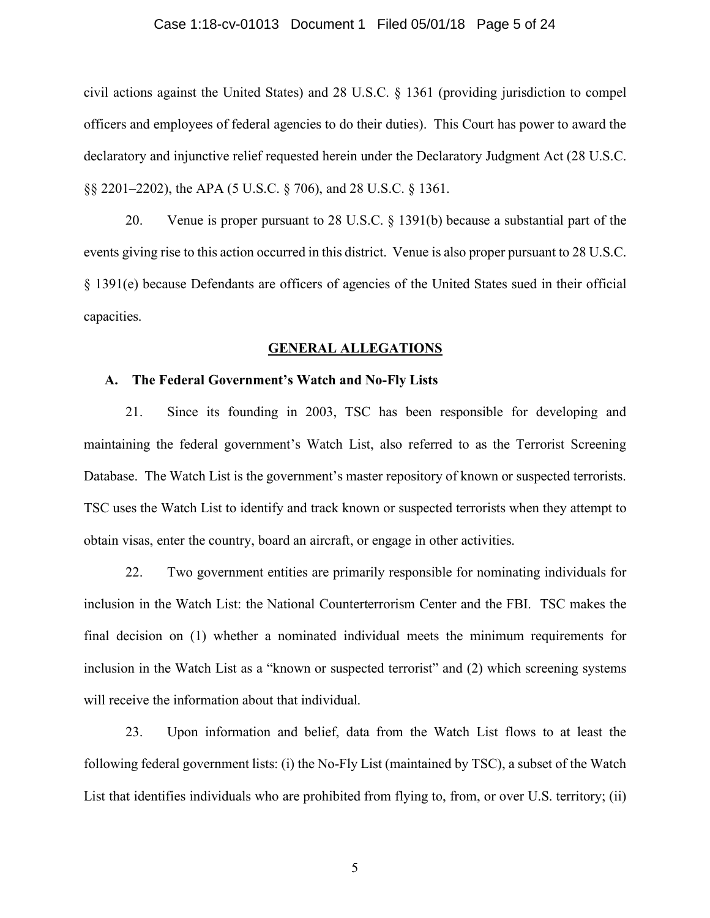civil actions against the United States) and 28 U.S.C. § 1361 (providing jurisdiction to compel officers and employees of federal agencies to do their duties). This Court has power to award the declaratory and injunctive relief requested herein under the Declaratory Judgment Act (28 U.S.C. §§ 2201–2202), the APA (5 U.S.C. § 706), and 28 U.S.C. § 1361.

20. Venue is proper pursuant to 28 U.S.C. § 1391(b) because a substantial part of the events giving rise to this action occurred in this district. Venue is also proper pursuant to 28 U.S.C. § 1391(e) because Defendants are officers of agencies of the United States sued in their official capacities.

## GENERAL ALLEGATIONS

### A. The Federal Government's Watch and No-Fly Lists

21. Since its founding in 2003, TSC has been responsible for developing and maintaining the federal government's Watch List, also referred to as the Terrorist Screening Database. The Watch List is the government's master repository of known or suspected terrorists. TSC uses the Watch List to identify and track known or suspected terrorists when they attempt to obtain visas, enter the country, board an aircraft, or engage in other activities.

22. Two government entities are primarily responsible for nominating individuals for inclusion in the Watch List: the National Counterterrorism Center and the FBI. TSC makes the final decision on (1) whether a nominated individual meets the minimum requirements for inclusion in the Watch List as a "known or suspected terrorist" and (2) which screening systems will receive the information about that individual.

23. Upon information and belief, data from the Watch List flows to at least the following federal government lists: (i) the No-Fly List (maintained by TSC), a subset of the Watch List that identifies individuals who are prohibited from flying to, from, or over U.S. territory; (ii)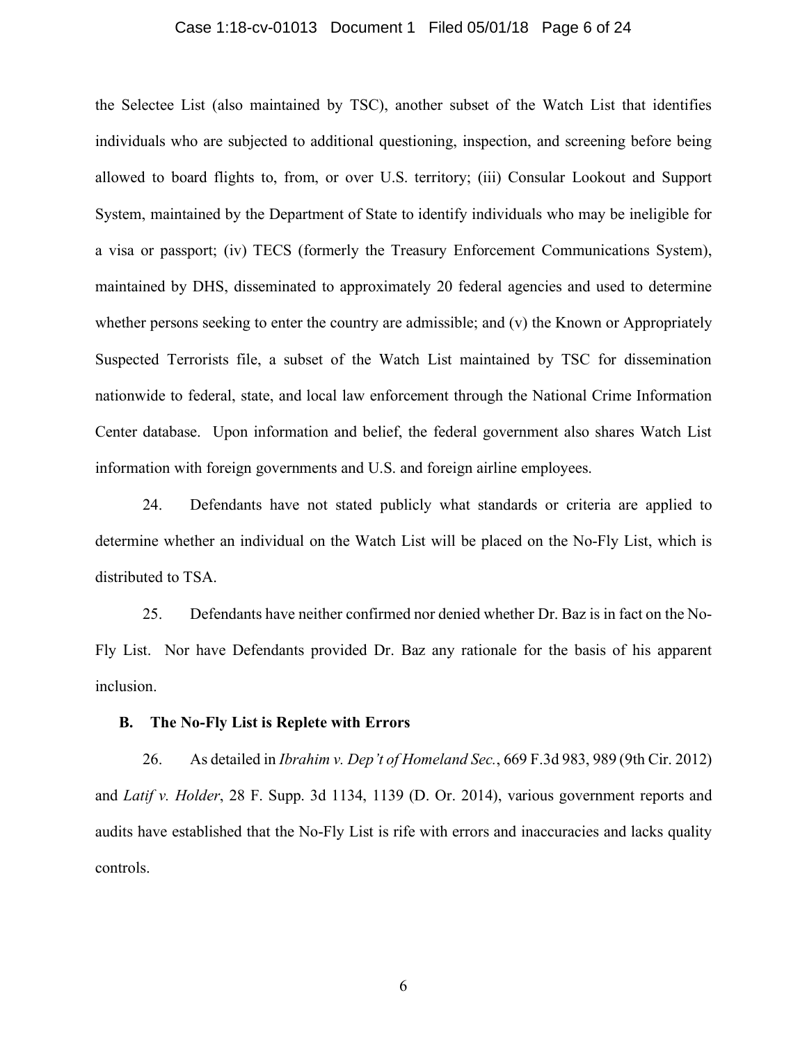the Selectee List (also maintained by TSC), another subset of the Watch List that identifies individuals who are subjected to additional questioning, inspection, and screening before being allowed to board flights to, from, or over U.S. territory; (iii) Consular Lookout and Support System, maintained by the Department of State to identify individuals who may be ineligible for a visa or passport; (iv) TECS (formerly the Treasury Enforcement Communications System), maintained by DHS, disseminated to approximately 20 federal agencies and used to determine whether persons seeking to enter the country are admissible; and (v) the Known or Appropriately Suspected Terrorists file, a subset of the Watch List maintained by TSC for dissemination nationwide to federal, state, and local law enforcement through the National Crime Information Center database. Upon information and belief, the federal government also shares Watch List information with foreign governments and U.S. and foreign airline employees.

24. Defendants have not stated publicly what standards or criteria are applied to determine whether an individual on the Watch List will be placed on the No-Fly List, which is distributed to TSA.

25. Defendants have neither confirmed nor denied whether Dr. Baz is in fact on the No-Fly List. Nor have Defendants provided Dr. Baz any rationale for the basis of his apparent inclusion.

### B. The No-Fly List is Replete with Errors

26. As detailed in *Ibrahim v. Dep't of Homeland Sec.*, 669 F.3d 983, 989 (9th Cir. 2012) and *Latif v. Holder*, 28 F. Supp. 3d 1134, 1139 (D. Or. 2014), various government reports and audits have established that the No-Fly List is rife with errors and inaccuracies and lacks quality controls.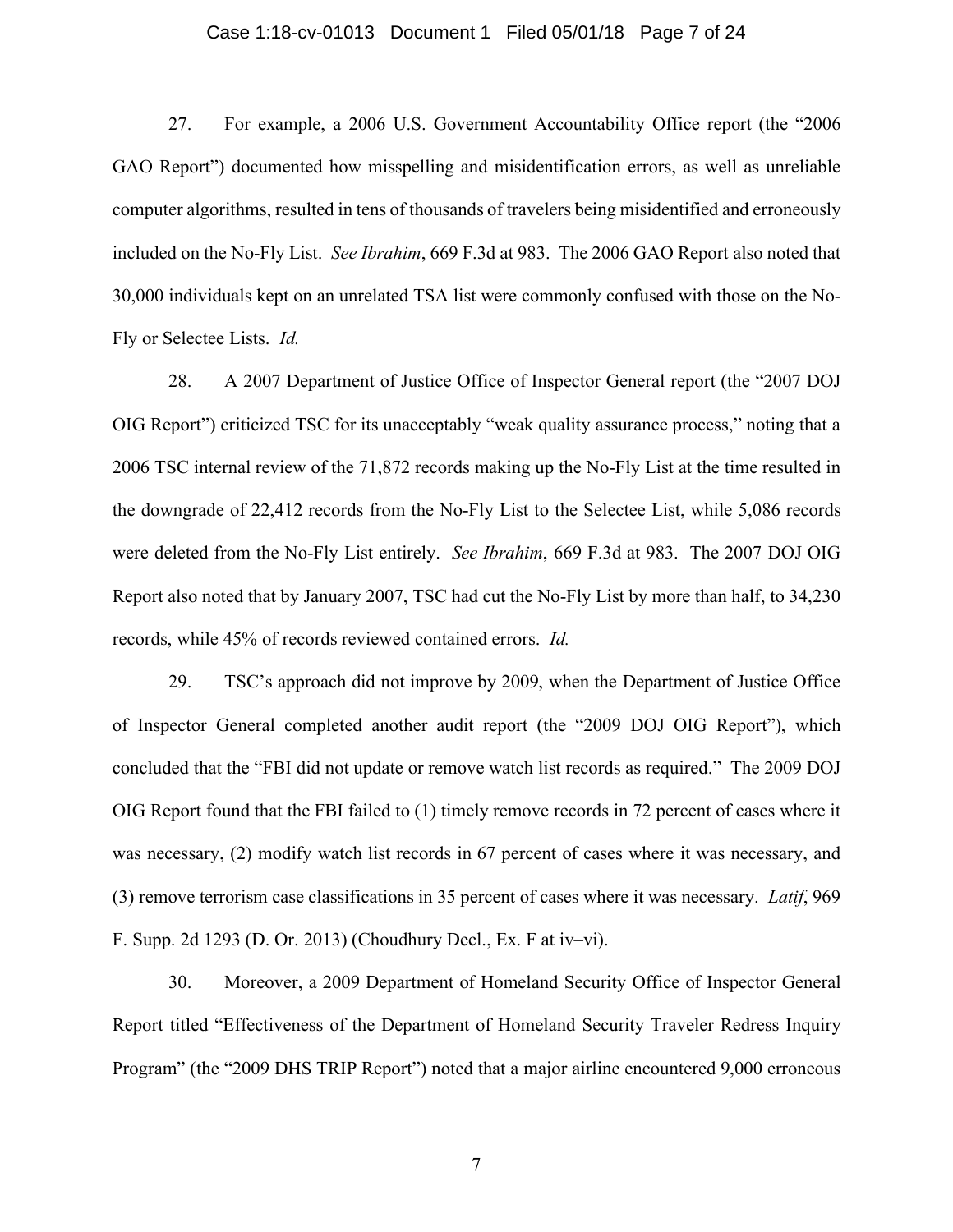27. For example, a 2006 U.S. Government Accountability Office report (the "2006 GAO Report") documented how misspelling and misidentification errors, as well as unreliable computer algorithms, resulted in tens of thousands of travelers being misidentified and erroneously included on the No-Fly List. *See Ibrahim*, 669 F.3d at 983. The 2006 GAO Report also noted that 30,000 individuals kept on an unrelated TSA list were commonly confused with those on the No-Fly or Selectee Lists. *Id.*

28. A 2007 Department of Justice Office of Inspector General report (the "2007 DOJ OIG Report") criticized TSC for its unacceptably "weak quality assurance process," noting that a 2006 TSC internal review of the 71,872 records making up the No-Fly List at the time resulted in the downgrade of 22,412 records from the No-Fly List to the Selectee List, while 5,086 records were deleted from the No-Fly List entirely. *See Ibrahim*, 669 F.3d at 983. The 2007 DOJ OIG Report also noted that by January 2007, TSC had cut the No-Fly List by more than half, to 34,230 records, while 45% of records reviewed contained errors. *Id.*

29. TSC's approach did not improve by 2009, when the Department of Justice Office of Inspector General completed another audit report (the "2009 DOJ OIG Report"), which concluded that the "FBI did not update or remove watch list records as required." The 2009 DOJ OIG Report found that the FBI failed to (1) timely remove records in 72 percent of cases where it was necessary, (2) modify watch list records in 67 percent of cases where it was necessary, and (3) remove terrorism case classifications in 35 percent of cases where it was necessary. *Latif*, 969 F. Supp. 2d 1293 (D. Or. 2013) (Choudhury Decl., Ex. F at iv–vi).

30. Moreover, a 2009 Department of Homeland Security Office of Inspector General Report titled "Effectiveness of the Department of Homeland Security Traveler Redress Inquiry Program" (the "2009 DHS TRIP Report") noted that a major airline encountered 9,000 erroneous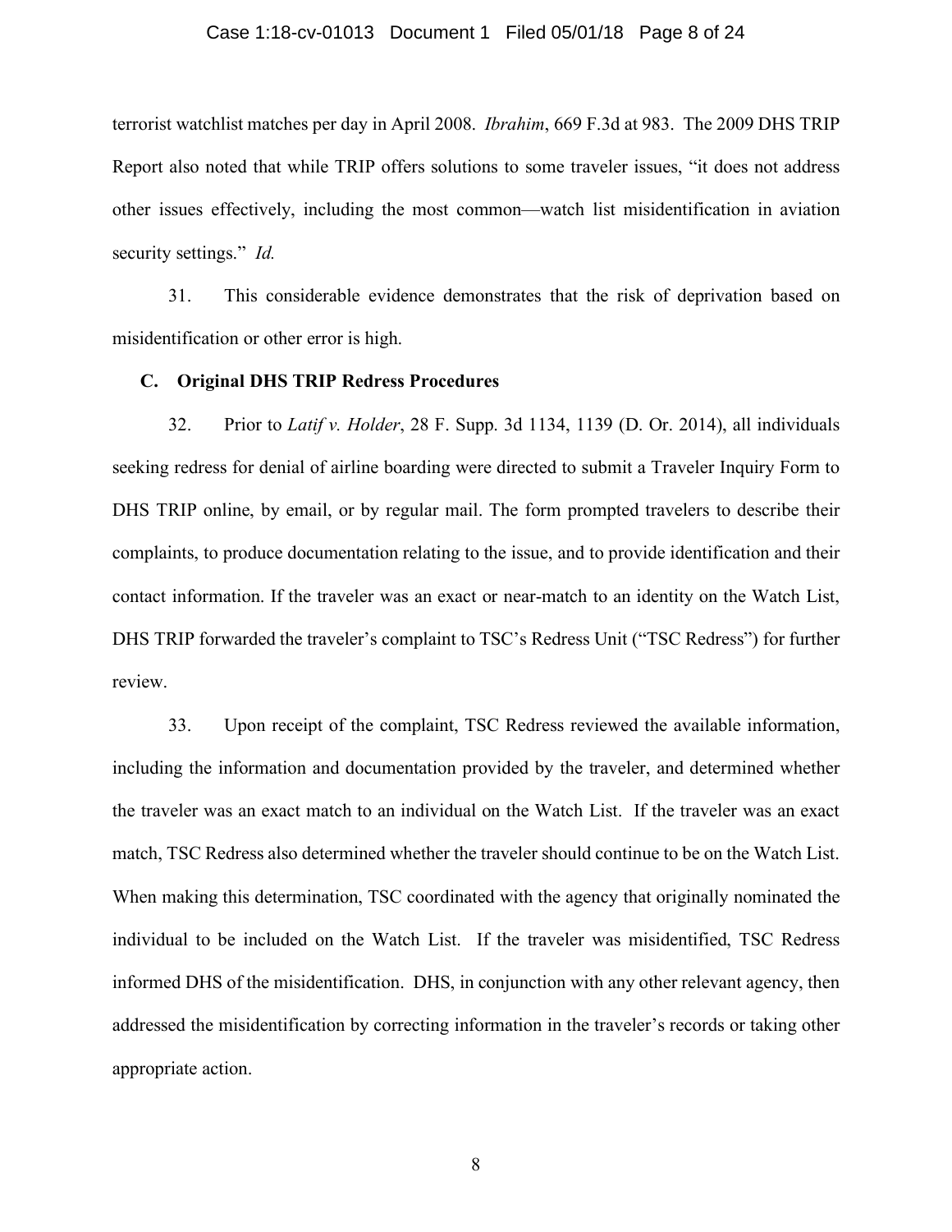terrorist watchlist matches per day in April 2008. *Ibrahim*, 669 F.3d at 983. The 2009 DHS TRIP Report also noted that while TRIP offers solutions to some traveler issues, "it does not address other issues effectively, including the most common—watch list misidentification in aviation security settings." *Id.*

31. This considerable evidence demonstrates that the risk of deprivation based on misidentification or other error is high.

### C. Original DHS TRIP Redress Procedures

32. Prior to *Latif v. Holder*, 28 F. Supp. 3d 1134, 1139 (D. Or. 2014), all individuals seeking redress for denial of airline boarding were directed to submit a Traveler Inquiry Form to DHS TRIP online, by email, or by regular mail. The form prompted travelers to describe their complaints, to produce documentation relating to the issue, and to provide identification and their contact information. If the traveler was an exact or near-match to an identity on the Watch List, DHS TRIP forwarded the traveler's complaint to TSC's Redress Unit ("TSC Redress") for further review.

33. Upon receipt of the complaint, TSC Redress reviewed the available information, including the information and documentation provided by the traveler, and determined whether the traveler was an exact match to an individual on the Watch List. If the traveler was an exact match, TSC Redress also determined whether the traveler should continue to be on the Watch List. When making this determination, TSC coordinated with the agency that originally nominated the individual to be included on the Watch List. If the traveler was misidentified, TSC Redress informed DHS of the misidentification. DHS, in conjunction with any other relevant agency, then addressed the misidentification by correcting information in the traveler's records or taking other appropriate action.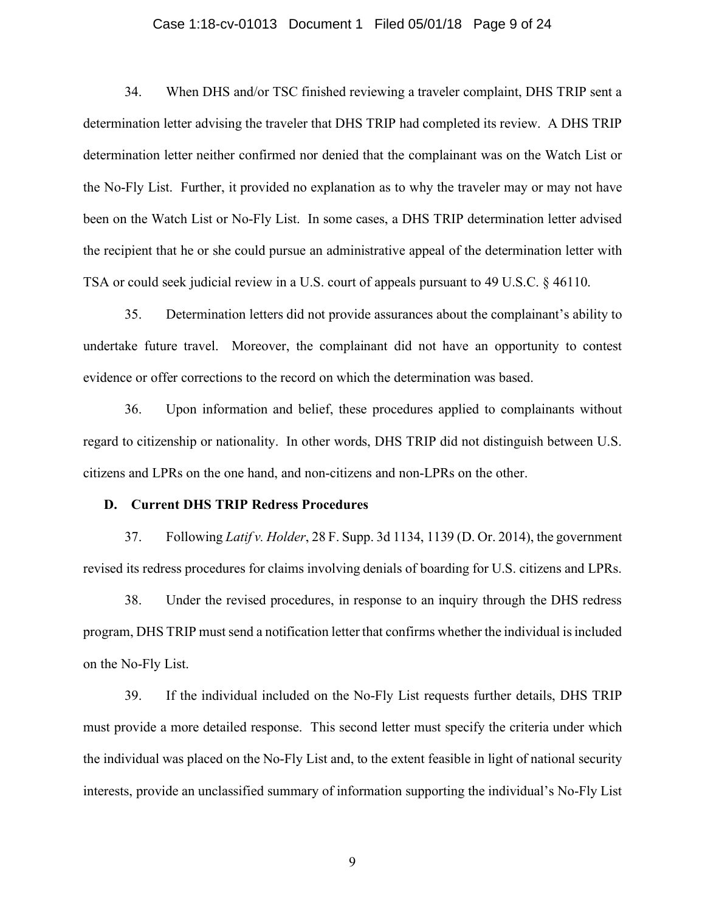34. When DHS and/or TSC finished reviewing a traveler complaint, DHS TRIP sent a determination letter advising the traveler that DHS TRIP had completed its review. A DHS TRIP determination letter neither confirmed nor denied that the complainant was on the Watch List or the No-Fly List. Further, it provided no explanation as to why the traveler may or may not have been on the Watch List or No-Fly List. In some cases, a DHS TRIP determination letter advised the recipient that he or she could pursue an administrative appeal of the determination letter with TSA or could seek judicial review in a U.S. court of appeals pursuant to 49 U.S.C. § 46110.

35. Determination letters did not provide assurances about the complainant's ability to undertake future travel. Moreover, the complainant did not have an opportunity to contest evidence or offer corrections to the record on which the determination was based.

36. Upon information and belief, these procedures applied to complainants without regard to citizenship or nationality. In other words, DHS TRIP did not distinguish between U.S. citizens and LPRs on the one hand, and non-citizens and non-LPRs on the other.

### D. Current DHS TRIP Redress Procedures

37. Following *Latif v. Holder*, 28 F. Supp. 3d 1134, 1139 (D. Or. 2014), the government revised its redress procedures for claims involving denials of boarding for U.S. citizens and LPRs.

38. Under the revised procedures, in response to an inquiry through the DHS redress program, DHS TRIP must send a notification letter that confirms whether the individual is included on the No-Fly List.

39. If the individual included on the No-Fly List requests further details, DHS TRIP must provide a more detailed response. This second letter must specify the criteria under which the individual was placed on the No-Fly List and, to the extent feasible in light of national security interests, provide an unclassified summary of information supporting the individual's No-Fly List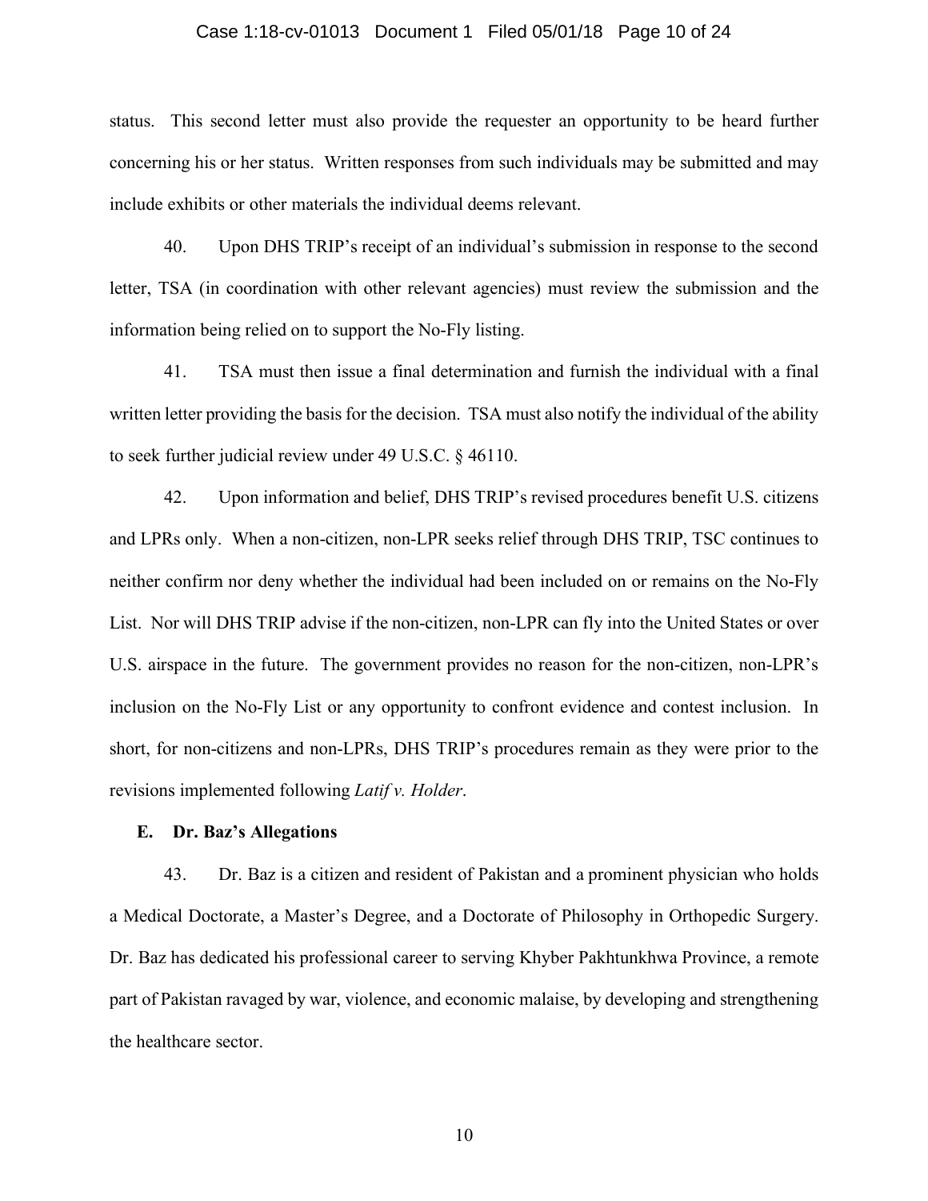status. This second letter must also provide the requester an opportunity to be heard further concerning his or her status. Written responses from such individuals may be submitted and may include exhibits or other materials the individual deems relevant.

40. Upon DHS TRIP's receipt of an individual's submission in response to the second letter, TSA (in coordination with other relevant agencies) must review the submission and the information being relied on to support the No-Fly listing.

41. TSA must then issue a final determination and furnish the individual with a final written letter providing the basis for the decision. TSA must also notify the individual of the ability to seek further judicial review under 49 U.S.C. § 46110.

42. Upon information and belief, DHS TRIP's revised procedures benefit U.S. citizens and LPRs only. When a non-citizen, non-LPR seeks relief through DHS TRIP, TSC continues to neither confirm nor deny whether the individual had been included on or remains on the No-Fly List. Nor will DHS TRIP advise if the non-citizen, non-LPR can fly into the United States or over U.S. airspace in the future. The government provides no reason for the non-citizen, non-LPR's inclusion on the No-Fly List or any opportunity to confront evidence and contest inclusion. In short, for non-citizens and non-LPRs, DHS TRIP's procedures remain as they were prior to the revisions implemented following *Latif v. Holder*.

**E. Dr. Baz's Allegations**

43. Dr. Baz is a citizen and resident of Pakistan and a prominent physician who holds a Medical Doctorate, a Master's Degree, and a Doctorate of Philosophy in Orthopedic Surgery. Dr. Baz has dedicated his professional career to serving Khyber Pakhtunkhwa Province, a remote part of Pakistan ravaged by war, violence, and economic malaise, by developing and strengthening the healthcare sector.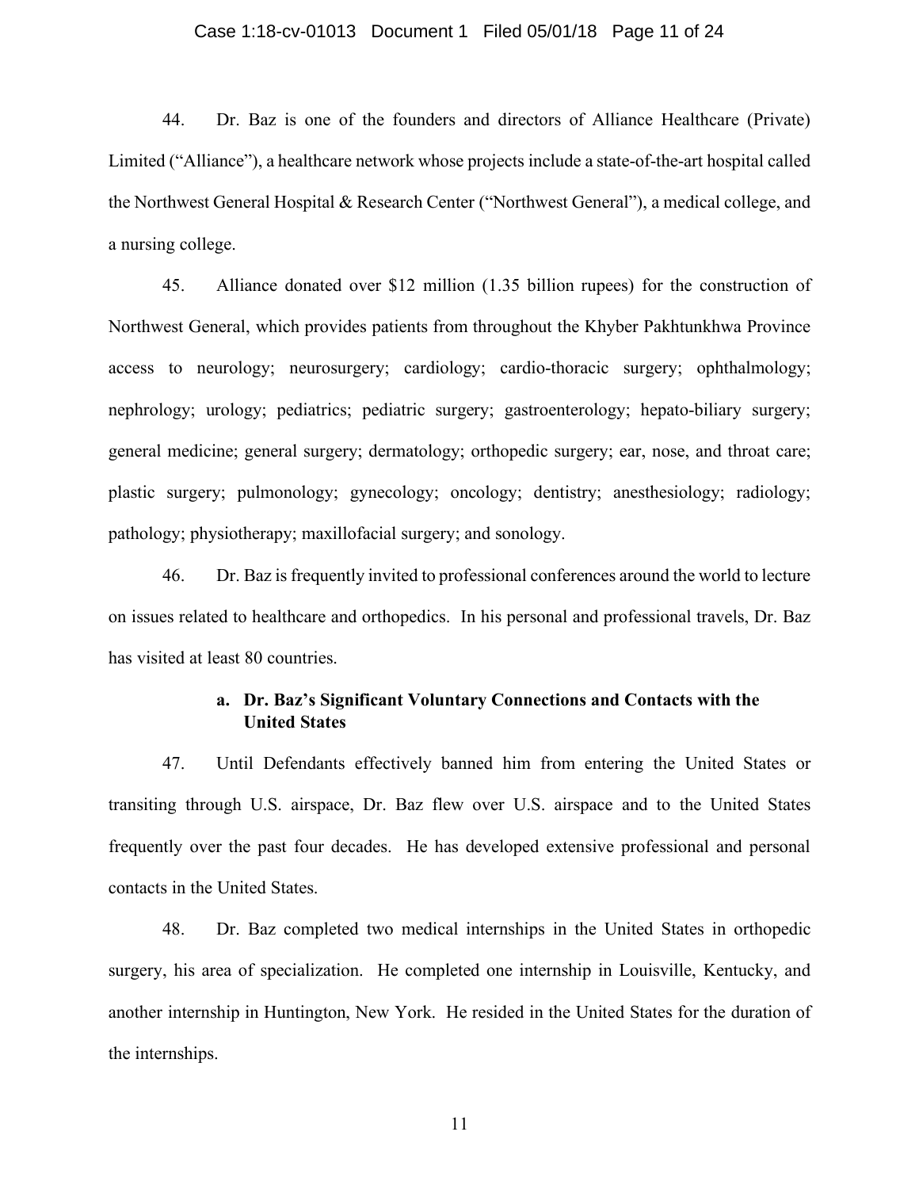44. Dr. Baz is one of the founders and directors of Alliance Healthcare (Private) Limited ("Alliance"), a healthcare network whose projects include a state-of-the-art hospital called the Northwest General Hospital & Research Center ("Northwest General"), a medical college, and a nursing college.

45. Alliance donated over $12 million (1.35 billion rupees) for the construction of Northwest General, which provides patients from throughout the Khyber Pakhtunkhwa Province access to neurology; neurosurgery; cardiology; cardio-thoracic surgery; ophthalmology; nephrology; urology; pediatrics; pediatric surgery; gastroenterology; hepato-biliary surgery; general medicine; general surgery; dermatology; orthopedic surgery; ear, nose, and throat care; plastic surgery; pulmonology; gynecology; oncology; dentistry; anesthesiology; radiology; pathology; physiotherapy; maxillofacial surgery; and sonology.

46. Dr. Baz is frequently invited to professional conferences around the world to lecture on issues related to healthcare and orthopedics. In his personal and professional travels, Dr. Baz has visited at least 80 countries.

### a. Dr. Baz's Significant Voluntary Connections and Contacts with the United States

47. Until Defendants effectively banned him from entering the United States or transiting through U.S. airspace, Dr. Baz flew over U.S. airspace and to the United States frequently over the past four decades. He has developed extensive professional and personal contacts in the United States.

48. Dr. Baz completed two medical internships in the United States in orthopedic surgery, his area of specialization. He completed one internship in Louisville, Kentucky, and another internship in Huntington, New York. He resided in the United States for the duration of the internships.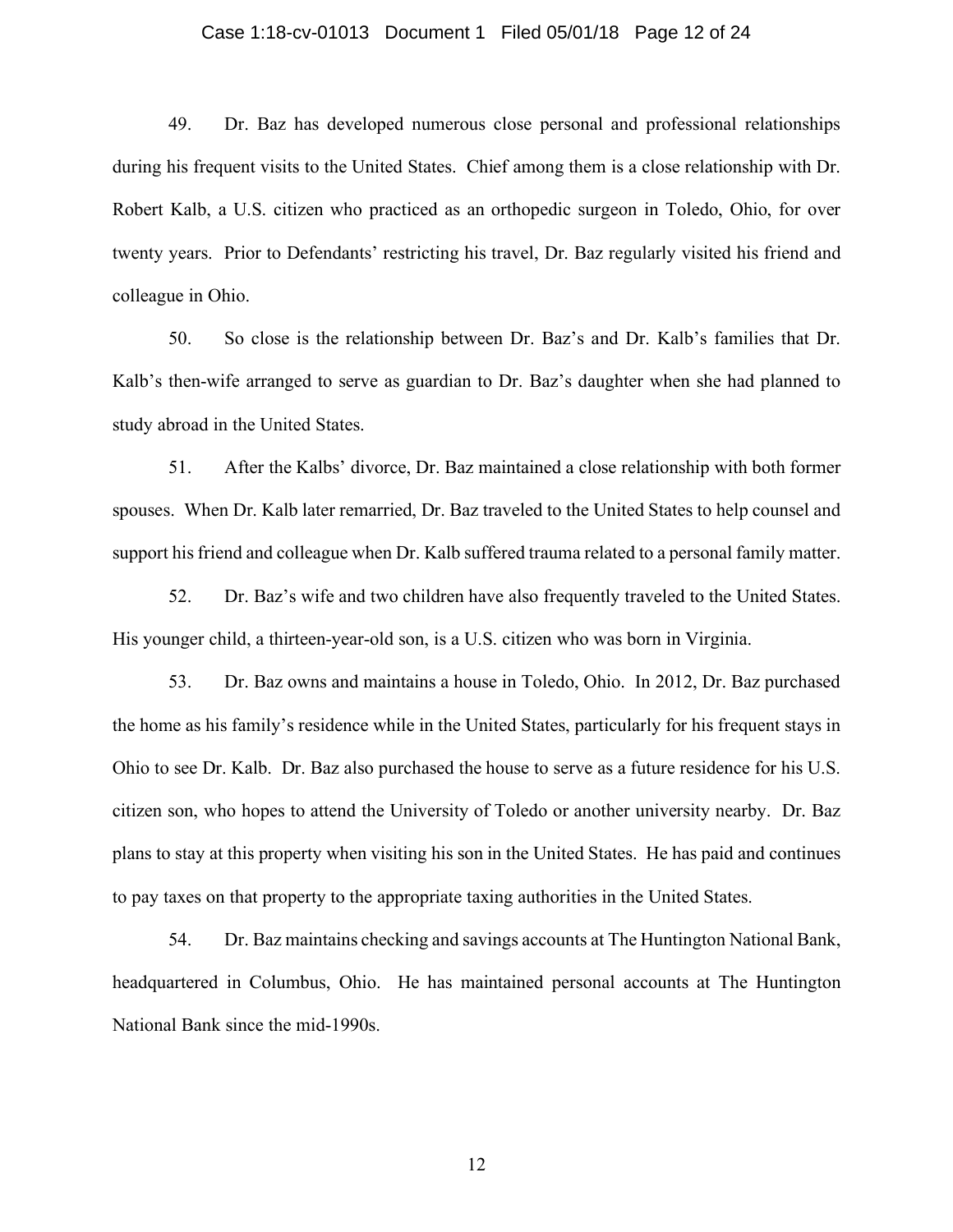49. Dr. Baz has developed numerous close personal and professional relationships during his frequent visits to the United States. Chief among them is a close relationship with Dr. Robert Kalb, a U.S. citizen who practiced as an orthopedic surgeon in Toledo, Ohio, for over twenty years. Prior to Defendants' restricting his travel, Dr. Baz regularly visited his friend and colleague in Ohio.

50. So close is the relationship between Dr. Baz's and Dr. Kalb's families that Dr. Kalb's then-wife arranged to serve as guardian to Dr. Baz's daughter when she had planned to study abroad in the United States.

51. After the Kalbs' divorce, Dr. Baz maintained a close relationship with both former spouses. When Dr. Kalb later remarried, Dr. Baz traveled to the United States to help counsel and support his friend and colleague when Dr. Kalb suffered trauma related to a personal family matter.

52. Dr. Baz's wife and two children have also frequently traveled to the United States. His younger child, a thirteen-year-old son, is a U.S. citizen who was born in Virginia.

53. Dr. Baz owns and maintains a house in Toledo, Ohio. In 2012, Dr. Baz purchased the home as his family's residence while in the United States, particularly for his frequent stays in Ohio to see Dr. Kalb. Dr. Baz also purchased the house to serve as a future residence for his U.S. citizen son, who hopes to attend the University of Toledo or another university nearby. Dr. Baz plans to stay at this property when visiting his son in the United States. He has paid and continues to pay taxes on that property to the appropriate taxing authorities in the United States.

54. Dr. Baz maintains checking and savings accounts at The Huntington National Bank, headquartered in Columbus, Ohio. He has maintained personal accounts at The Huntington National Bank since the mid-1990s.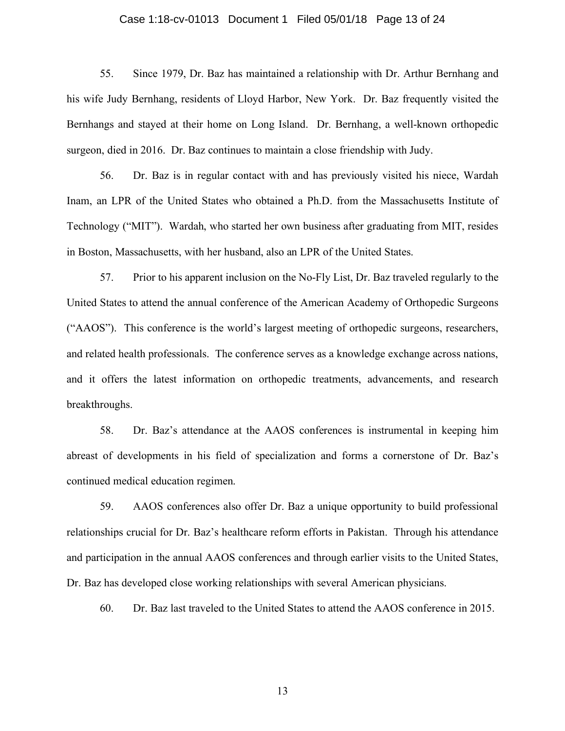55. Since 1979, Dr. Baz has maintained a relationship with Dr. Arthur Bernhang and his wife Judy Bernhang, residents of Lloyd Harbor, New York. Dr. Baz frequently visited the Bernhangs and stayed at their home on Long Island. Dr. Bernhang, a well-known orthopedic surgeon, died in 2016. Dr. Baz continues to maintain a close friendship with Judy.

56. Dr. Baz is in regular contact with and has previously visited his niece, Wardah Inam, an LPR of the United States who obtained a Ph.D. from the Massachusetts Institute of Technology ("MIT"). Wardah, who started her own business after graduating from MIT, resides in Boston, Massachusetts, with her husband, also an LPR of the United States.

57. Prior to his apparent inclusion on the No-Fly List, Dr. Baz traveled regularly to the United States to attend the annual conference of the American Academy of Orthopedic Surgeons ("AAOS"). This conference is the world's largest meeting of orthopedic surgeons, researchers, and related health professionals. The conference serves as a knowledge exchange across nations, and it offers the latest information on orthopedic treatments, advancements, and research breakthroughs.

58. Dr. Baz's attendance at the AAOS conferences is instrumental in keeping him abreast of developments in his field of specialization and forms a cornerstone of Dr. Baz's continued medical education regimen.

59. AAOS conferences also offer Dr. Baz a unique opportunity to build professional relationships crucial for Dr. Baz's healthcare reform efforts in Pakistan. Through his attendance and participation in the annual AAOS conferences and through earlier visits to the United States, Dr. Baz has developed close working relationships with several American physicians.

60. Dr. Baz last traveled to the United States to attend the AAOS conference in 2015.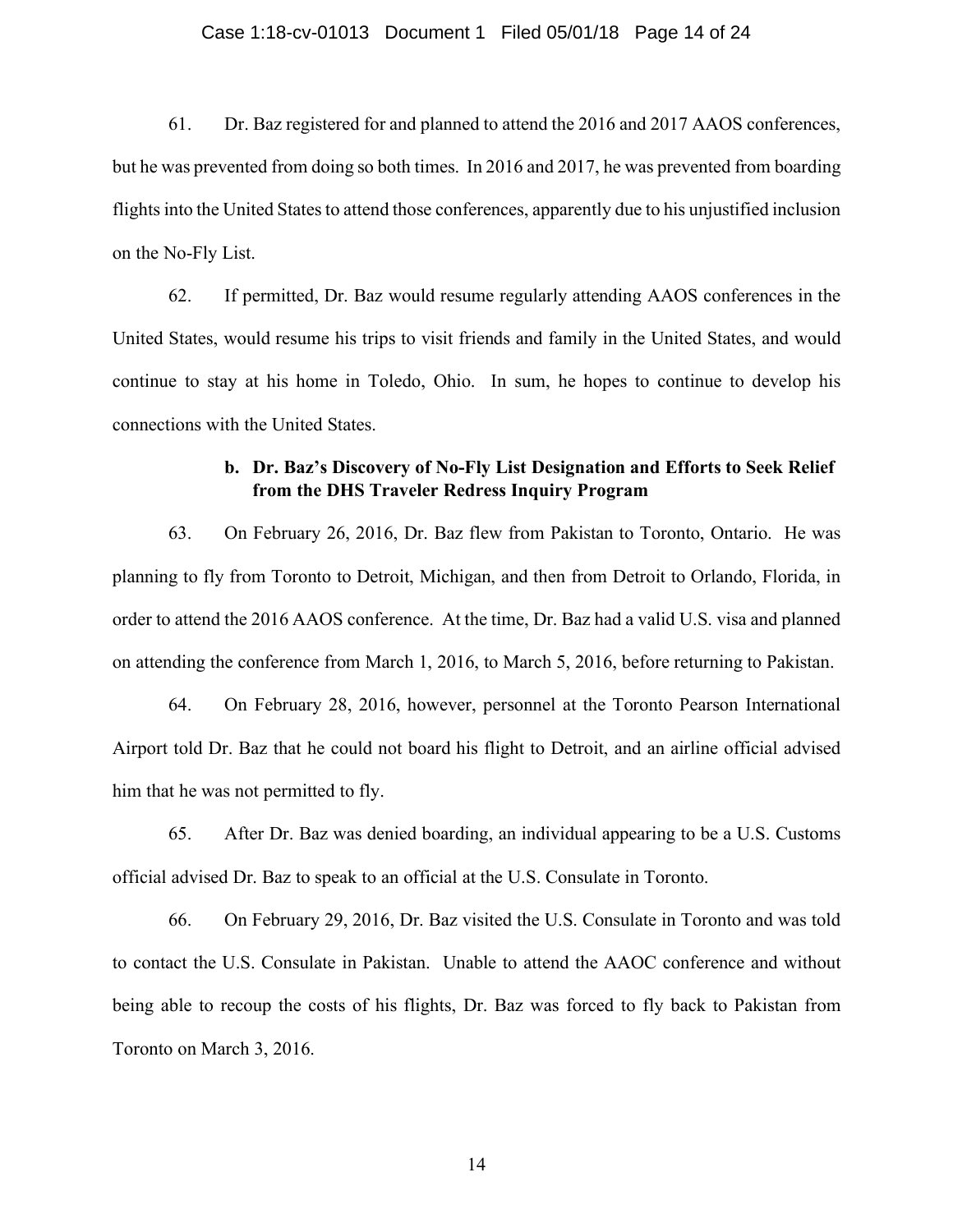61. Dr. Baz registered for and planned to attend the 2016 and 2017 AAOS conferences, but he was prevented from doing so both times. In 2016 and 2017, he was prevented from boarding flights into the United States to attend those conferences, apparently due to his unjustified inclusion on the No-Fly List.

62. If permitted, Dr. Baz would resume regularly attending AAOS conferences in the United States, would resume his trips to visit friends and family in the United States, and would continue to stay at his home in Toledo, Ohio. In sum, he hopes to continue to develop his connections with the United States.

**b. Dr. Baz's Discovery of No-Fly List Designation and Efforts to Seek Relief from the DHS Traveler Redress Inquiry Program**

63. On February 26, 2016, Dr. Baz flew from Pakistan to Toronto, Ontario. He was planning to fly from Toronto to Detroit, Michigan, and then from Detroit to Orlando, Florida, in order to attend the 2016 AAOS conference. At the time, Dr. Baz had a valid U.S. visa and planned on attending the conference from March 1, 2016, to March 5, 2016, before returning to Pakistan.

64. On February 28, 2016, however, personnel at the Toronto Pearson International Airport told Dr. Baz that he could not board his flight to Detroit, and an airline official advised him that he was not permitted to fly.

65. After Dr. Baz was denied boarding, an individual appearing to be a U.S. Customs official advised Dr. Baz to speak to an official at the U.S. Consulate in Toronto.

66. On February 29, 2016, Dr. Baz visited the U.S. Consulate in Toronto and was told to contact the U.S. Consulate in Pakistan. Unable to attend the AAOC conference and without being able to recoup the costs of his flights, Dr. Baz was forced to fly back to Pakistan from Toronto on March 3, 2016.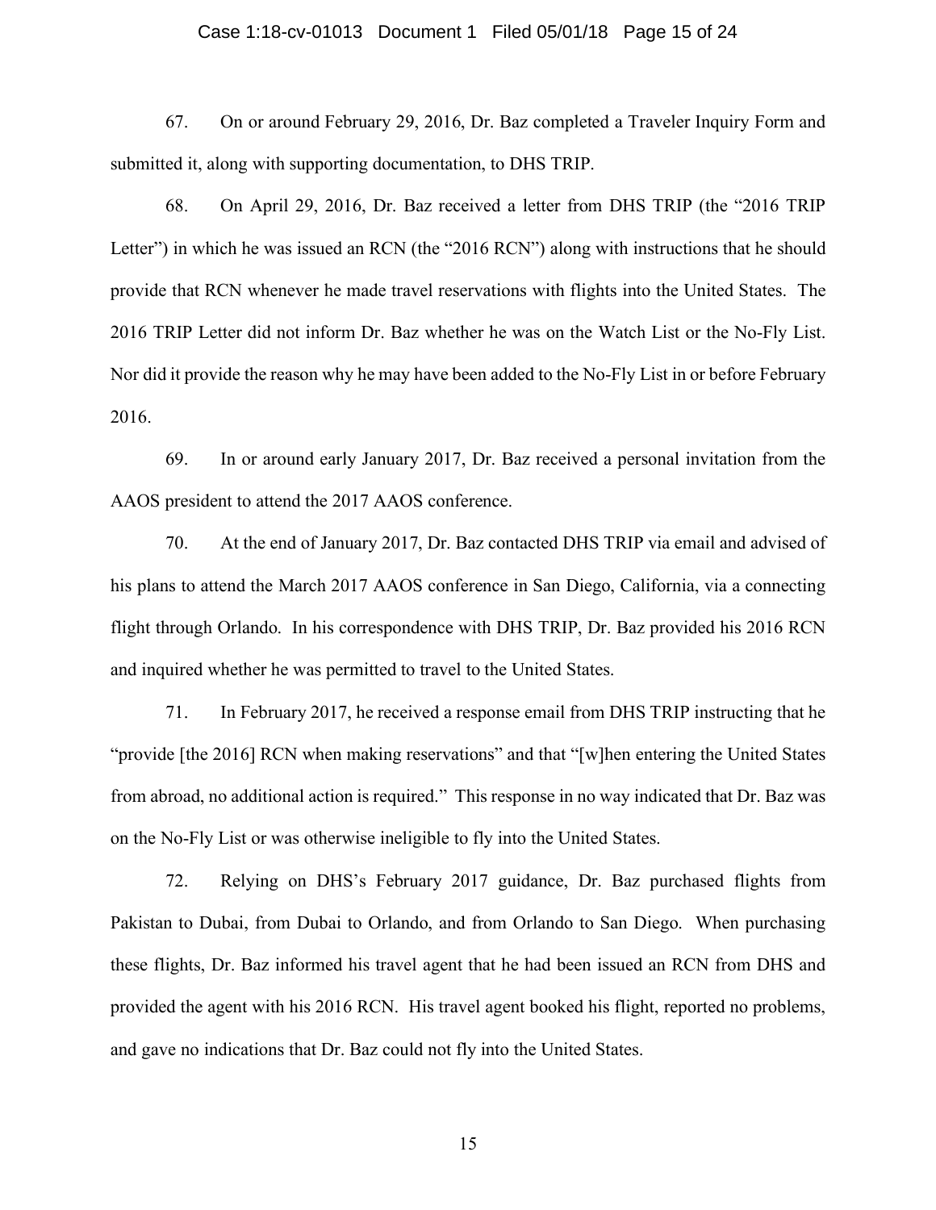67. On or around February 29, 2016, Dr. Baz completed a Traveler Inquiry Form and submitted it, along with supporting documentation, to DHS TRIP.

68. On April 29, 2016, Dr. Baz received a letter from DHS TRIP (the "2016 TRIP Letter") in which he was issued an RCN (the "2016 RCN") along with instructions that he should provide that RCN whenever he made travel reservations with flights into the United States. The 2016 TRIP Letter did not inform Dr. Baz whether he was on the Watch List or the No-Fly List. Nor did it provide the reason why he may have been added to the No-Fly List in or before February 2016.

69. In or around early January 2017, Dr. Baz received a personal invitation from the AAOS president to attend the 2017 AAOS conference.

70. At the end of January 2017, Dr. Baz contacted DHS TRIP via email and advised of his plans to attend the March 2017 AAOS conference in San Diego, California, via a connecting flight through Orlando. In his correspondence with DHS TRIP, Dr. Baz provided his 2016 RCN and inquired whether he was permitted to travel to the United States.

71. In February 2017, he received a response email from DHS TRIP instructing that he "provide [the 2016] RCN when making reservations" and that "[w]hen entering the United States from abroad, no additional action is required." This response in no way indicated that Dr. Baz was on the No-Fly List or was otherwise ineligible to fly into the United States.

72. Relying on DHS's February 2017 guidance, Dr. Baz purchased flights from Pakistan to Dubai, from Dubai to Orlando, and from Orlando to San Diego. When purchasing these flights, Dr. Baz informed his travel agent that he had been issued an RCN from DHS and provided the agent with his 2016 RCN. His travel agent booked his flight, reported no problems, and gave no indications that Dr. Baz could not fly into the United States.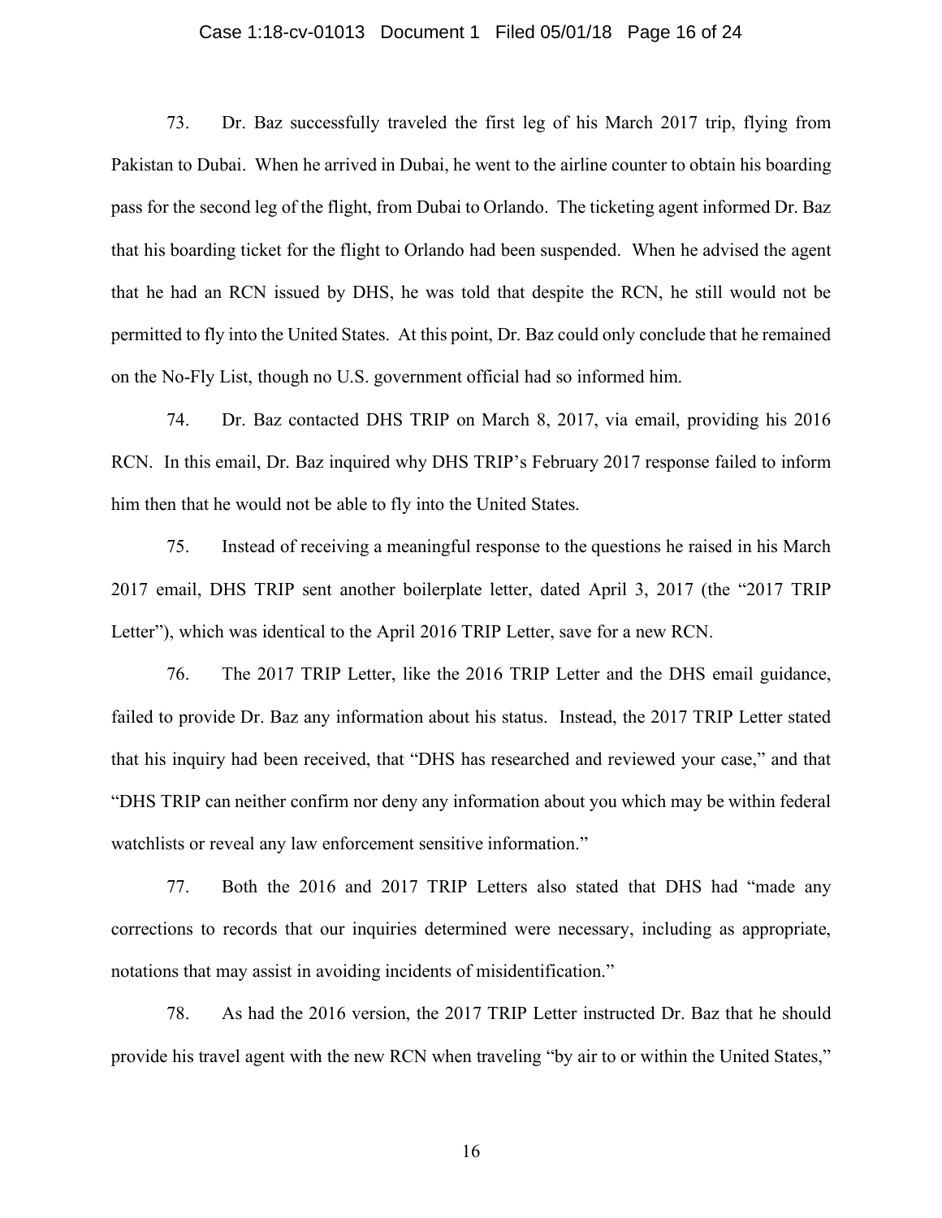73. Dr. Baz successfully traveled the first leg of his March 2017 trip, flying from Pakistan to Dubai. When he arrived in Dubai, he went to the airline counter to obtain his boarding pass for the second leg of the flight, from Dubai to Orlando. The ticketing agent informed Dr. Baz that his boarding ticket for the flight to Orlando had been suspended. When he advised the agent that he had an RCN issued by DHS, he was told that despite the RCN, he still would not be permitted to fly into the United States. At this point, Dr. Baz could only conclude that he remained on the No-Fly List, though no U.S. government official had so informed him.

74. Dr. Baz contacted DHS TRIP on March 8, 2017, via email, providing his 2016 RCN. In this email, Dr. Baz inquired why DHS TRIP's February 2017 response failed to inform him then that he would not be able to fly into the United States.

75. Instead of receiving a meaningful response to the questions he raised in his March 2017 email, DHS TRIP sent another boilerplate letter, dated April 3, 2017 (the "2017 TRIP Letter"), which was identical to the April 2016 TRIP Letter, save for a new RCN.

76. The 2017 TRIP Letter, like the 2016 TRIP Letter and the DHS email guidance, failed to provide Dr. Baz any information about his status. Instead, the 2017 TRIP Letter stated that his inquiry had been received, that "DHS has researched and reviewed your case," and that "DHS TRIP can neither confirm nor deny any information about you which may be within federal watchlists or reveal any law enforcement sensitive information."

77. Both the 2016 and 2017 TRIP Letters also stated that DHS had "made any corrections to records that our inquiries determined were necessary, including as appropriate, notations that may assist in avoiding incidents of misidentification."

78. As had the 2016 version, the 2017 TRIP Letter instructed Dr. Baz that he should provide his travel agent with the new RCN when traveling "by air to or within the United States,"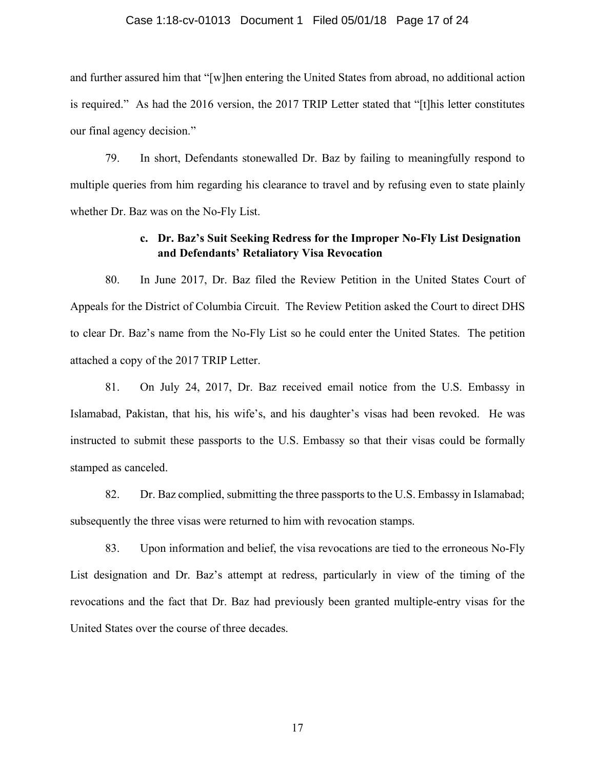and further assured him that "[w]hen entering the United States from abroad, no additional action is required." As had the 2016 version, the 2017 TRIP Letter stated that "[t]his letter constitutes our final agency decision."

79. In short, Defendants stonewalled Dr. Baz by failing to meaningfully respond to multiple queries from him regarding his clearance to travel and by refusing even to state plainly whether Dr. Baz was on the No-Fly List.

#### c. Dr. Baz's Suit Seeking Redress for the Improper No-Fly List Designation and Defendants' Retaliatory Visa Revocation

80. In June 2017, Dr. Baz filed the Review Petition in the United States Court of Appeals for the District of Columbia Circuit. The Review Petition asked the Court to direct DHS to clear Dr. Baz's name from the No-Fly List so he could enter the United States. The petition attached a copy of the 2017 TRIP Letter.

81. On July 24, 2017, Dr. Baz received email notice from the U.S. Embassy in Islamabad, Pakistan, that his, his wife's, and his daughter's visas had been revoked. He was instructed to submit these passports to the U.S. Embassy so that their visas could be formally stamped as canceled.

82. Dr. Baz complied, submitting the three passports to the U.S. Embassy in Islamabad; subsequently the three visas were returned to him with revocation stamps.

83. Upon information and belief, the visa revocations are tied to the erroneous No-Fly List designation and Dr. Baz's attempt at redress, particularly in view of the timing of the revocations and the fact that Dr. Baz had previously been granted multiple-entry visas for the United States over the course of three decades.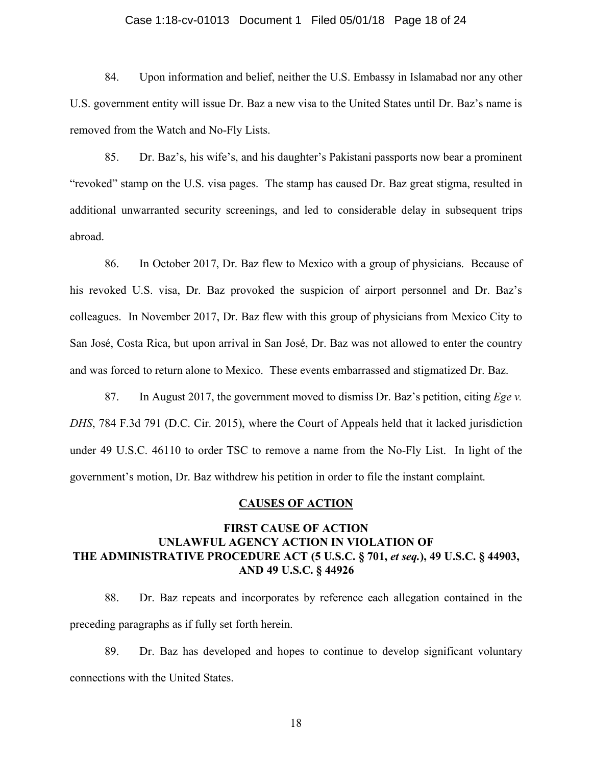84. Upon information and belief, neither the U.S. Embassy in Islamabad nor any other U.S. government entity will issue Dr. Baz a new visa to the United States until Dr. Baz's name is removed from the Watch and No-Fly Lists.

85. Dr. Baz's, his wife's, and his daughter's Pakistani passports now bear a prominent "revoked" stamp on the U.S. visa pages. The stamp has caused Dr. Baz great stigma, resulted in additional unwarranted security screenings, and led to considerable delay in subsequent trips abroad.

86. In October 2017, Dr. Baz flew to Mexico with a group of physicians. Because of his revoked U.S. visa, Dr. Baz provoked the suspicion of airport personnel and Dr. Baz's colleagues. In November 2017, Dr. Baz flew with this group of physicians from Mexico City to San José, Costa Rica, but upon arrival in San José, Dr. Baz was not allowed to enter the country and was forced to return alone to Mexico. These events embarrassed and stigmatized Dr. Baz.

87. In August 2017, the government moved to dismiss Dr. Baz's petition, citing *Ege v. DHS*, 784 F.3d 791 (D.C. Cir. 2015), where the Court of Appeals held that it lacked jurisdiction under 49 U.S.C. 46110 to order TSC to remove a name from the No-Fly List. In light of the government's motion, Dr. Baz withdrew his petition in order to file the instant complaint.

## CAUSES OF ACTION

### FIRST CAUSE OF ACTION
### UNLAWFUL AGENCY ACTION IN VIOLATION OF THE ADMINISTRATIVE PROCEDURE ACT (5 U.S.C. § 701, *et seq.*), 49 U.S.C. § 44903, AND 49 U.S.C. § 44926

88. Dr. Baz repeats and incorporates by reference each allegation contained in the preceding paragraphs as if fully set forth herein.

89. Dr. Baz has developed and hopes to continue to develop significant voluntary connections with the United States.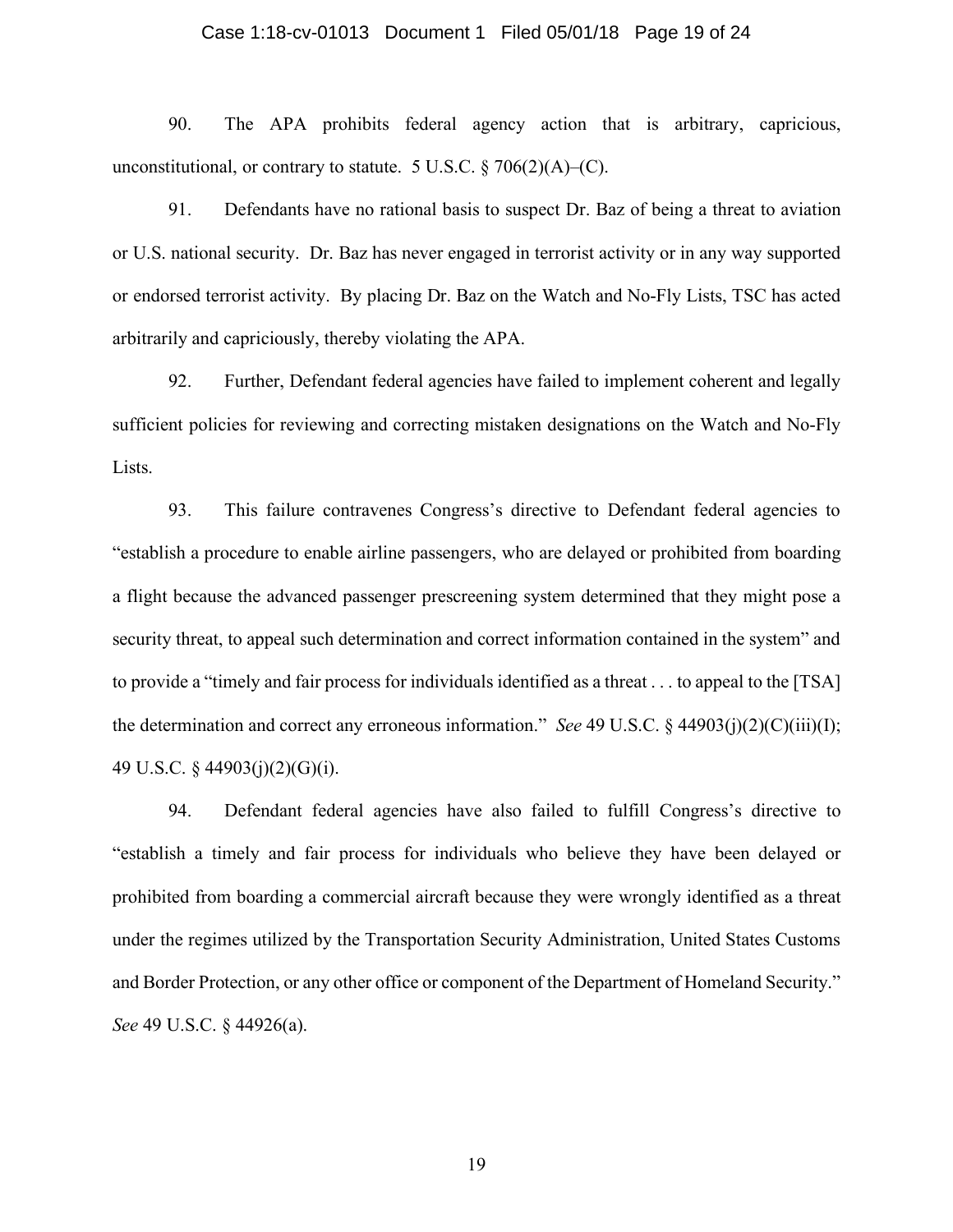90. The APA prohibits federal agency action that is arbitrary, capricious, unconstitutional, or contrary to statute. 5 U.S.C. § 706(2)(A)–(C).

91. Defendants have no rational basis to suspect Dr. Baz of being a threat to aviation or U.S. national security. Dr. Baz has never engaged in terrorist activity or in any way supported or endorsed terrorist activity. By placing Dr. Baz on the Watch and No-Fly Lists, TSC has acted arbitrarily and capriciously, thereby violating the APA.

92. Further, Defendant federal agencies have failed to implement coherent and legally sufficient policies for reviewing and correcting mistaken designations on the Watch and No-Fly Lists.

93. This failure contravenes Congress's directive to Defendant federal agencies to "establish a procedure to enable airline passengers, who are delayed or prohibited from boarding a flight because the advanced passenger prescreening system determined that they might pose a security threat, to appeal such determination and correct information contained in the system" and to provide a "timely and fair process for individuals identified as a threat . . . to appeal to the [TSA] the determination and correct any erroneous information." *See* 49 U.S.C. § 44903(j)(2)(C)(iii)(I); 49 U.S.C. § 44903(j)(2)(G)(i).

94. Defendant federal agencies have also failed to fulfill Congress's directive to "establish a timely and fair process for individuals who believe they have been delayed or prohibited from boarding a commercial aircraft because they were wrongly identified as a threat under the regimes utilized by the Transportation Security Administration, United States Customs and Border Protection, or any other office or component of the Department of Homeland Security." *See* 49 U.S.C. § 44926(a).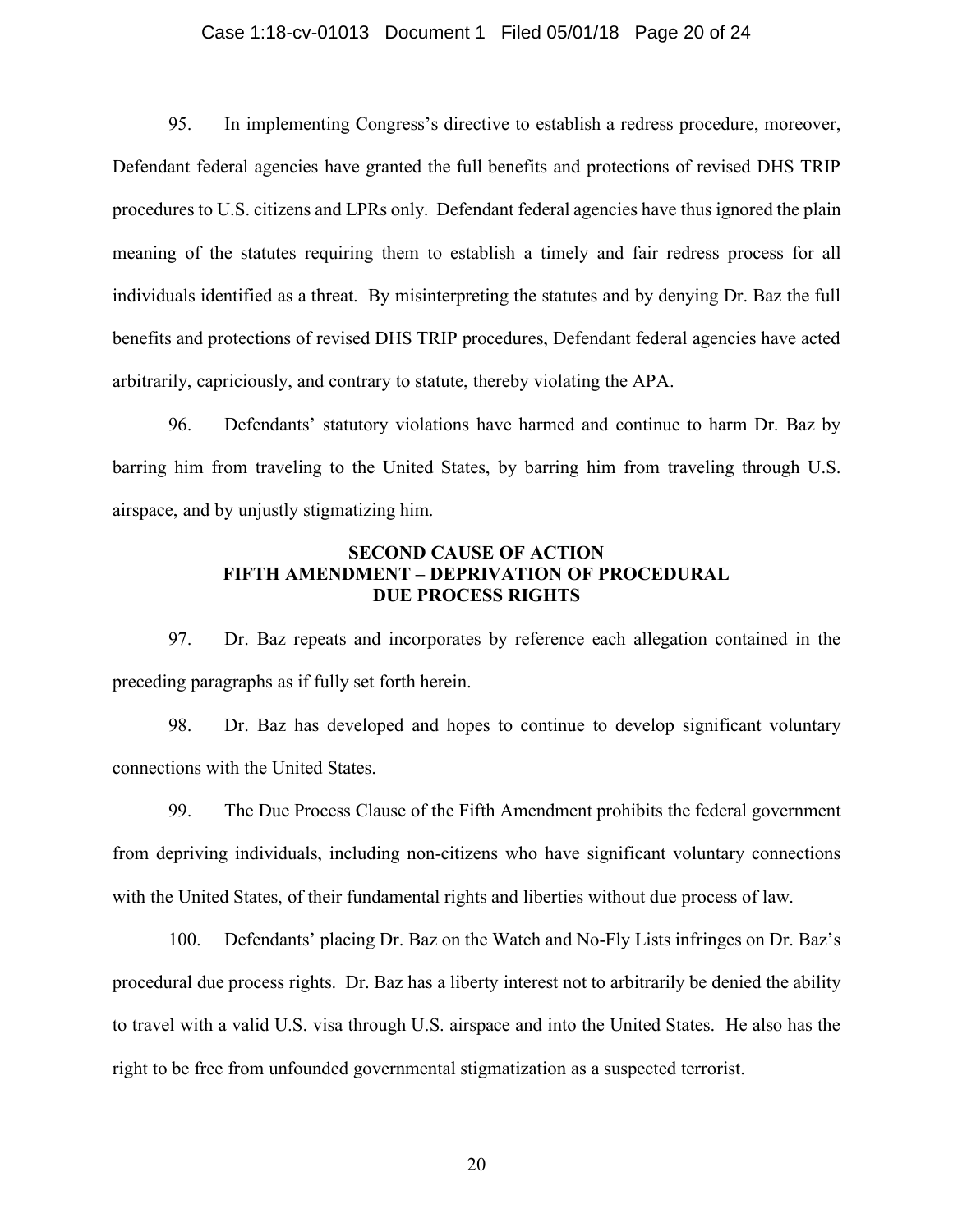95. In implementing Congress's directive to establish a redress procedure, moreover, Defendant federal agencies have granted the full benefits and protections of revised DHS TRIP procedures to U.S. citizens and LPRs only. Defendant federal agencies have thus ignored the plain meaning of the statutes requiring them to establish a timely and fair redress process for all individuals identified as a threat. By misinterpreting the statutes and by denying Dr. Baz the full benefits and protections of revised DHS TRIP procedures, Defendant federal agencies have acted arbitrarily, capriciously, and contrary to statute, thereby violating the APA.

96. Defendants' statutory violations have harmed and continue to harm Dr. Baz by barring him from traveling to the United States, by barring him from traveling through U.S. airspace, and by unjustly stigmatizing him.

## SECOND CAUSE OF ACTION
## FIFTH AMENDMENT – DEPRIVATION OF PROCEDURAL DUE PROCESS RIGHTS

97. Dr. Baz repeats and incorporates by reference each allegation contained in the preceding paragraphs as if fully set forth herein.

98. Dr. Baz has developed and hopes to continue to develop significant voluntary connections with the United States.

99. The Due Process Clause of the Fifth Amendment prohibits the federal government from depriving individuals, including non-citizens who have significant voluntary connections with the United States, of their fundamental rights and liberties without due process of law.

100. Defendants' placing Dr. Baz on the Watch and No-Fly Lists infringes on Dr. Baz's procedural due process rights. Dr. Baz has a liberty interest not to arbitrarily be denied the ability to travel with a valid U.S. visa through U.S. airspace and into the United States. He also has the right to be free from unfounded governmental stigmatization as a suspected terrorist.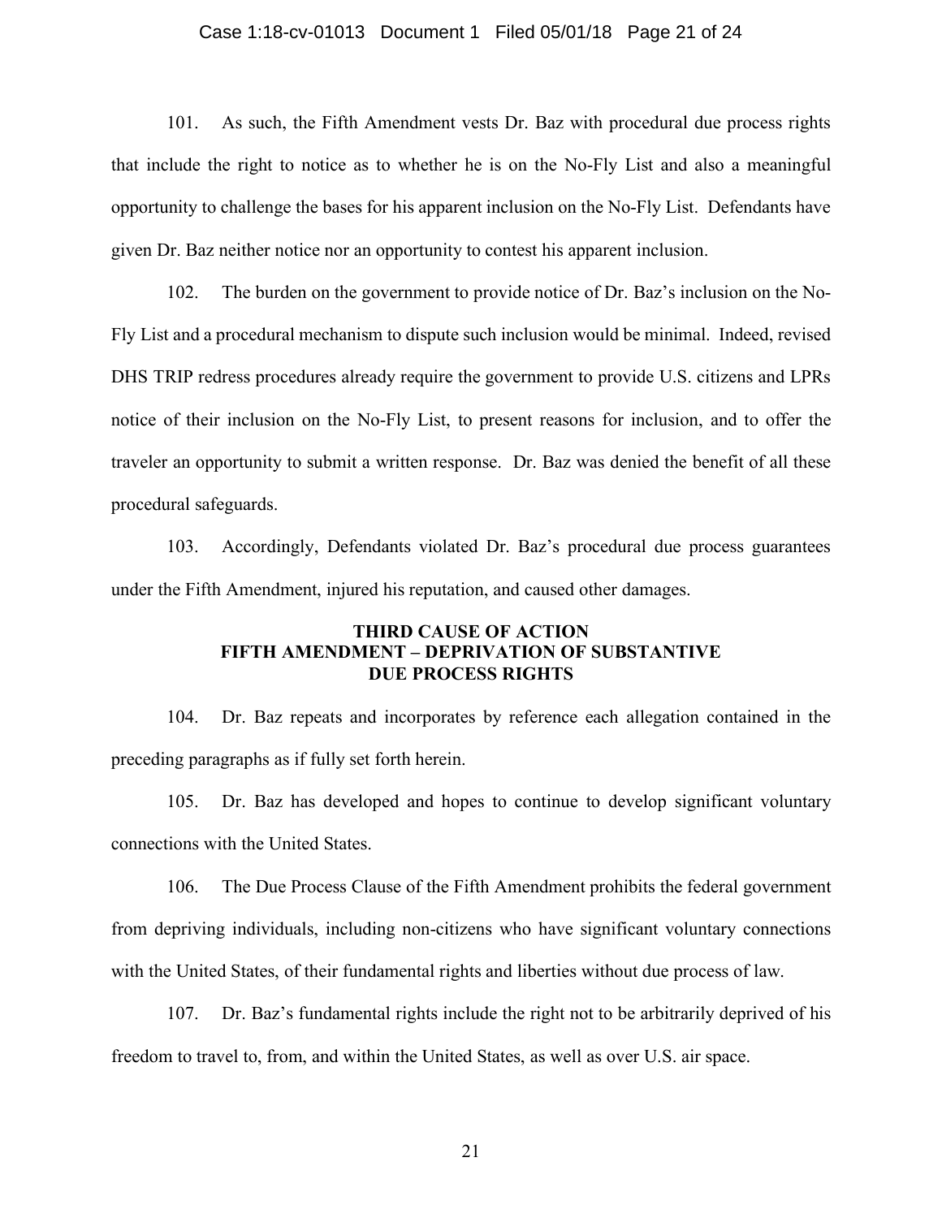101. As such, the Fifth Amendment vests Dr. Baz with procedural due process rights that include the right to notice as to whether he is on the No-Fly List and also a meaningful opportunity to challenge the bases for his apparent inclusion on the No-Fly List. Defendants have given Dr. Baz neither notice nor an opportunity to contest his apparent inclusion.

102. The burden on the government to provide notice of Dr. Baz's inclusion on the No-Fly List and a procedural mechanism to dispute such inclusion would be minimal. Indeed, revised DHS TRIP redress procedures already require the government to provide U.S. citizens and LPRs notice of their inclusion on the No-Fly List, to present reasons for inclusion, and to offer the traveler an opportunity to submit a written response. Dr. Baz was denied the benefit of all these procedural safeguards.

103. Accordingly, Defendants violated Dr. Baz's procedural due process guarantees under the Fifth Amendment, injured his reputation, and caused other damages.

## THIRD CAUSE OF ACTION
## FIFTH AMENDMENT – DEPRIVATION OF SUBSTANTIVE DUE PROCESS RIGHTS

104. Dr. Baz repeats and incorporates by reference each allegation contained in the preceding paragraphs as if fully set forth herein.

105. Dr. Baz has developed and hopes to continue to develop significant voluntary connections with the United States.

106. The Due Process Clause of the Fifth Amendment prohibits the federal government from depriving individuals, including non-citizens who have significant voluntary connections with the United States, of their fundamental rights and liberties without due process of law.

107. Dr. Baz's fundamental rights include the right not to be arbitrarily deprived of his freedom to travel to, from, and within the United States, as well as over U.S. air space.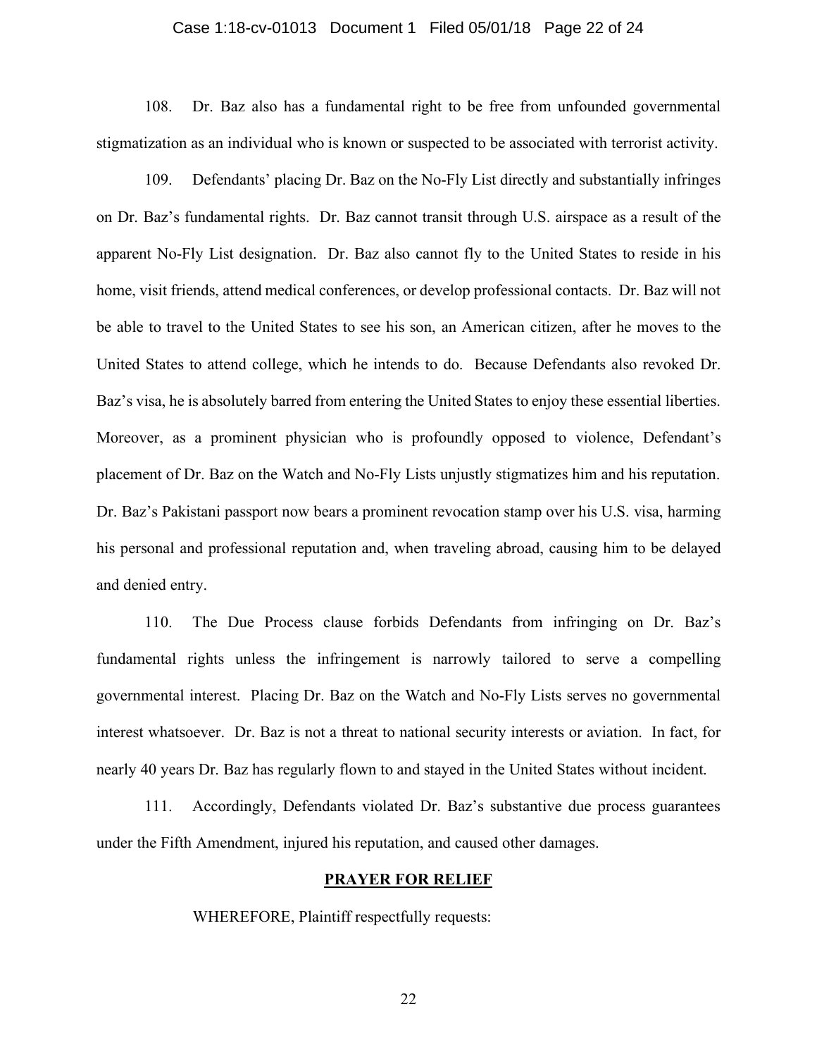108. Dr. Baz also has a fundamental right to be free from unfounded governmental stigmatization as an individual who is known or suspected to be associated with terrorist activity.

109. Defendants' placing Dr. Baz on the No-Fly List directly and substantially infringes on Dr. Baz's fundamental rights. Dr. Baz cannot transit through U.S. airspace as a result of the apparent No-Fly List designation. Dr. Baz also cannot fly to the United States to reside in his home, visit friends, attend medical conferences, or develop professional contacts. Dr. Baz will not be able to travel to the United States to see his son, an American citizen, after he moves to the United States to attend college, which he intends to do. Because Defendants also revoked Dr. Baz's visa, he is absolutely barred from entering the United States to enjoy these essential liberties. Moreover, as a prominent physician who is profoundly opposed to violence, Defendant's placement of Dr. Baz on the Watch and No-Fly Lists unjustly stigmatizes him and his reputation. Dr. Baz's Pakistani passport now bears a prominent revocation stamp over his U.S. visa, harming his personal and professional reputation and, when traveling abroad, causing him to be delayed and denied entry.

110. The Due Process clause forbids Defendants from infringing on Dr. Baz's fundamental rights unless the infringement is narrowly tailored to serve a compelling governmental interest. Placing Dr. Baz on the Watch and No-Fly Lists serves no governmental interest whatsoever. Dr. Baz is not a threat to national security interests or aviation. In fact, for nearly 40 years Dr. Baz has regularly flown to and stayed in the United States without incident.

111. Accordingly, Defendants violated Dr. Baz's substantive due process guarantees under the Fifth Amendment, injured his reputation, and caused other damages.

## PRAYER FOR RELIEF

WHEREFORE, Plaintiff respectfully requests: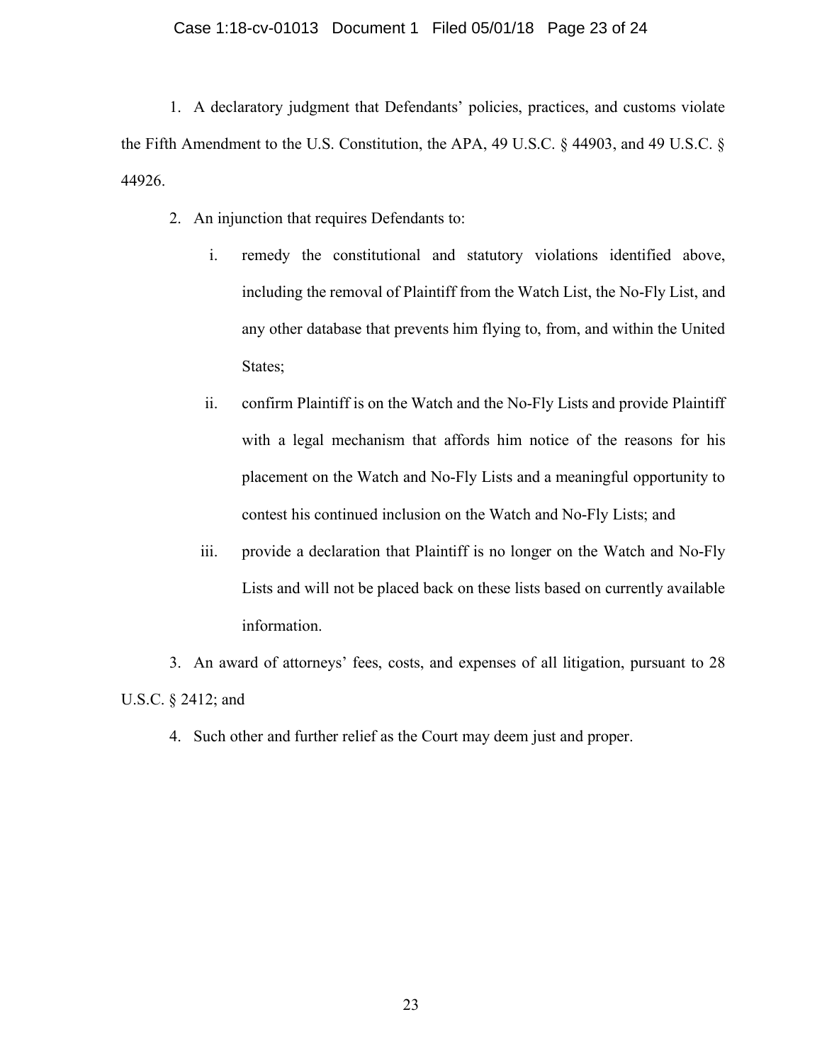1. A declaratory judgment that Defendants' policies, practices, and customs violate the Fifth Amendment to the U.S. Constitution, the APA, 49 U.S.C. § 44903, and 49 U.S.C. § 44926.

2. An injunction that requires Defendants to:

   i. remedy the constitutional and statutory violations identified above, including the removal of Plaintiff from the Watch List, the No-Fly List, and any other database that prevents him flying to, from, and within the United States;

   ii. confirm Plaintiff is on the Watch and the No-Fly Lists and provide Plaintiff with a legal mechanism that affords him notice of the reasons for his placement on the Watch and No-Fly Lists and a meaningful opportunity to contest his continued inclusion on the Watch and No-Fly Lists; and

   iii. provide a declaration that Plaintiff is no longer on the Watch and No-Fly Lists and will not be placed back on these lists based on currently available information.

3. An award of attorneys' fees, costs, and expenses of all litigation, pursuant to 28 U.S.C. § 2412; and

4. Such other and further relief as the Court may deem just and proper.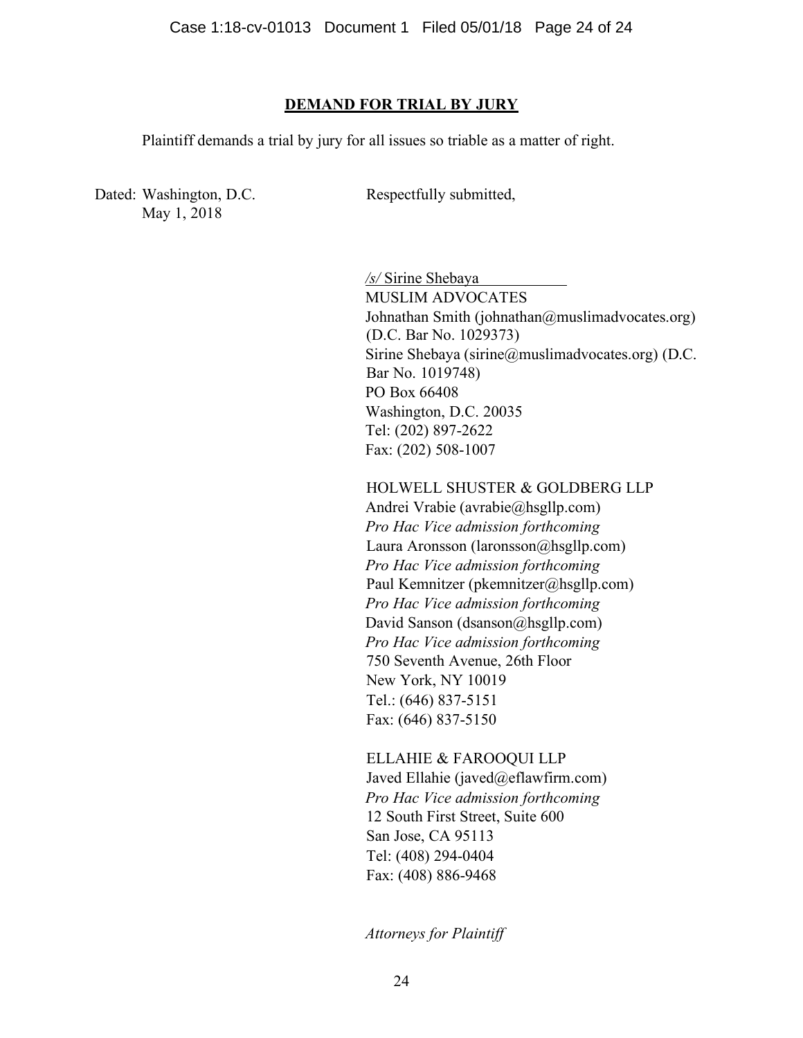## DEMAND FOR TRIAL BY JURY

Plaintiff demands a trial by jury for all issues so triable as a matter of right.

Dated: Washington, D.C.
May 1, 2018

Respectfully submitted,

*/s/* Sirine Shebaya
MUSLIM ADVOCATES
Johnathan Smith (johnathan@muslimadvocates.org)
(D.C. Bar No. 1029373)
Sirine Shebaya (sirine@muslimadvocates.org) (D.C. Bar No. 1019748)
PO Box 66408
Washington, D.C. 20035
Tel: (202) 897-2622
Fax: (202) 508-1007

HOLWELL SHUSTER & GOLDBERG LLP
Andrei Vrabie (avrabie@hsgllp.com)
*Pro Hac Vice admission forthcoming*
Laura Aronsson (laronsson@hsgllp.com)
*Pro Hac Vice admission forthcoming*
Paul Kemnitzer (pkemnitzer@hsgllp.com)
*Pro Hac Vice admission forthcoming*
David Sanson (dsanson@hsgllp.com)
*Pro Hac Vice admission forthcoming*
750 Seventh Avenue, 26th Floor
New York, NY 10019
Tel.: (646) 837-5151
Fax: (646) 837-5150

ELLAHIE & FAROOQUI LLP
Javed Ellahie (javed@eflawfirm.com)
*Pro Hac Vice admission forthcoming*
12 South First Street, Suite 600
San Jose, CA 95113
Tel: (408) 294-0404
Fax: (408) 886-9468

*Attorneys for Plaintiff*